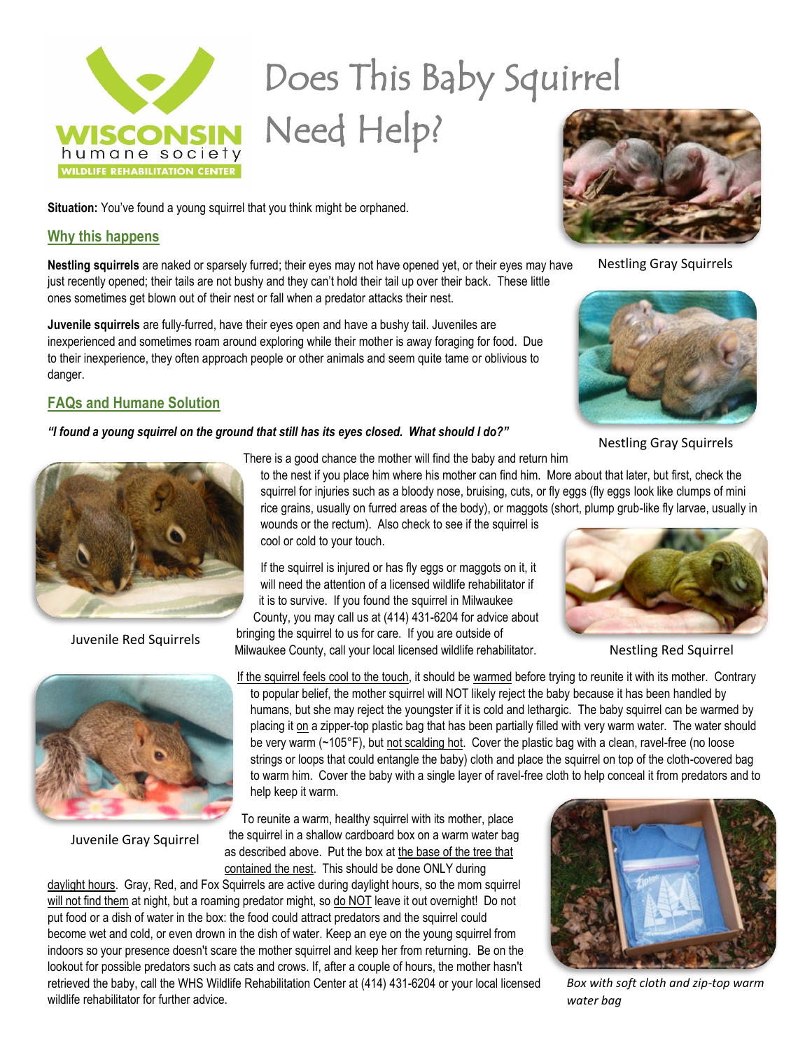# Does This Baby Squirrel Need Help?

WISCONSIN humane society
WILDLIFE REHABILITATION CENTER

**Situation:** You've found a young squirrel that you think might be orphaned.

## Why this happens

**Nestling squirrels** are naked or sparsely furred; their eyes may not have opened yet, or their eyes may have just recently opened; their tails are not bushy and they can't hold their tail up over their back. These little ones sometimes get blown out of their nest or fall when a predator attacks their nest.

**Juvenile squirrels** are fully-furred, have their eyes open and have a bushy tail. Juveniles are inexperienced and sometimes roam around exploring while their mother is away foraging for food. Due to their inexperience, they often approach people or other animals and seem quite tame or oblivious to danger.

Nestling Gray Squirrels

Nestling Gray Squirrels

## FAQs and Humane Solution

***"I found a young squirrel on the ground that still has its eyes closed. What should I do?"***

There is a good chance the mother will find the baby and return him to the nest if you place him where his mother can find him. More about that later, but first, check the squirrel for injuries such as a bloody nose, bruising, cuts, or fly eggs (fly eggs look like clumps of mini rice grains, usually on furred areas of the body), or maggots (short, plump grub-like fly larvae, usually in wounds or the rectum). Also check to see if the squirrel is cool or cold to your touch.

If the squirrel is injured or has fly eggs or maggots on it, it will need the attention of a licensed wildlife rehabilitator if it is to survive. If you found the squirrel in Milwaukee County, you may call us at (414) 431-6204 for advice about bringing the squirrel to us for care. If you are outside of Milwaukee County, call your local licensed wildlife rehabilitator.

Juvenile Red Squirrels

Nestling Red Squirrel

If the squirrel feels cool to the touch, it should be warmed before trying to reunite it with its mother. Contrary to popular belief, the mother squirrel will NOT likely reject the baby because it has been handled by humans, but she may reject the youngster if it is cold and lethargic. The baby squirrel can be warmed by placing it on a zipper-top plastic bag that has been partially filled with very warm water. The water should be very warm (~105°F), but not scalding hot. Cover the plastic bag with a clean, ravel-free (no loose strings or loops that could entangle the baby) cloth and place the squirrel on top of the cloth-covered bag to warm him. Cover the baby with a single layer of ravel-free cloth to help conceal it from predators and to help keep it warm.

Juvenile Gray Squirrel

To reunite a warm, healthy squirrel with its mother, place the squirrel in a shallow cardboard box on a warm water bag as described above. Put the box at the base of the tree that contained the nest. This should be done ONLY during daylight hours. Gray, Red, and Fox Squirrels are active during daylight hours, so the mom squirrel will not find them at night, but a roaming predator might, so do NOT leave it out overnight! Do not put food or a dish of water in the box: the food could attract predators and the squirrel could become wet and cold, or even drown in the dish of water. Keep an eye on the young squirrel from indoors so your presence doesn't scare the mother squirrel and keep her from returning. Be on the lookout for possible predators such as cats and crows. If, after a couple of hours, the mother hasn't retrieved the baby, call the WHS Wildlife Rehabilitation Center at (414) 431-6204 or your local licensed wildlife rehabilitator for further advice.

*Box with soft cloth and zip-top warm water bag*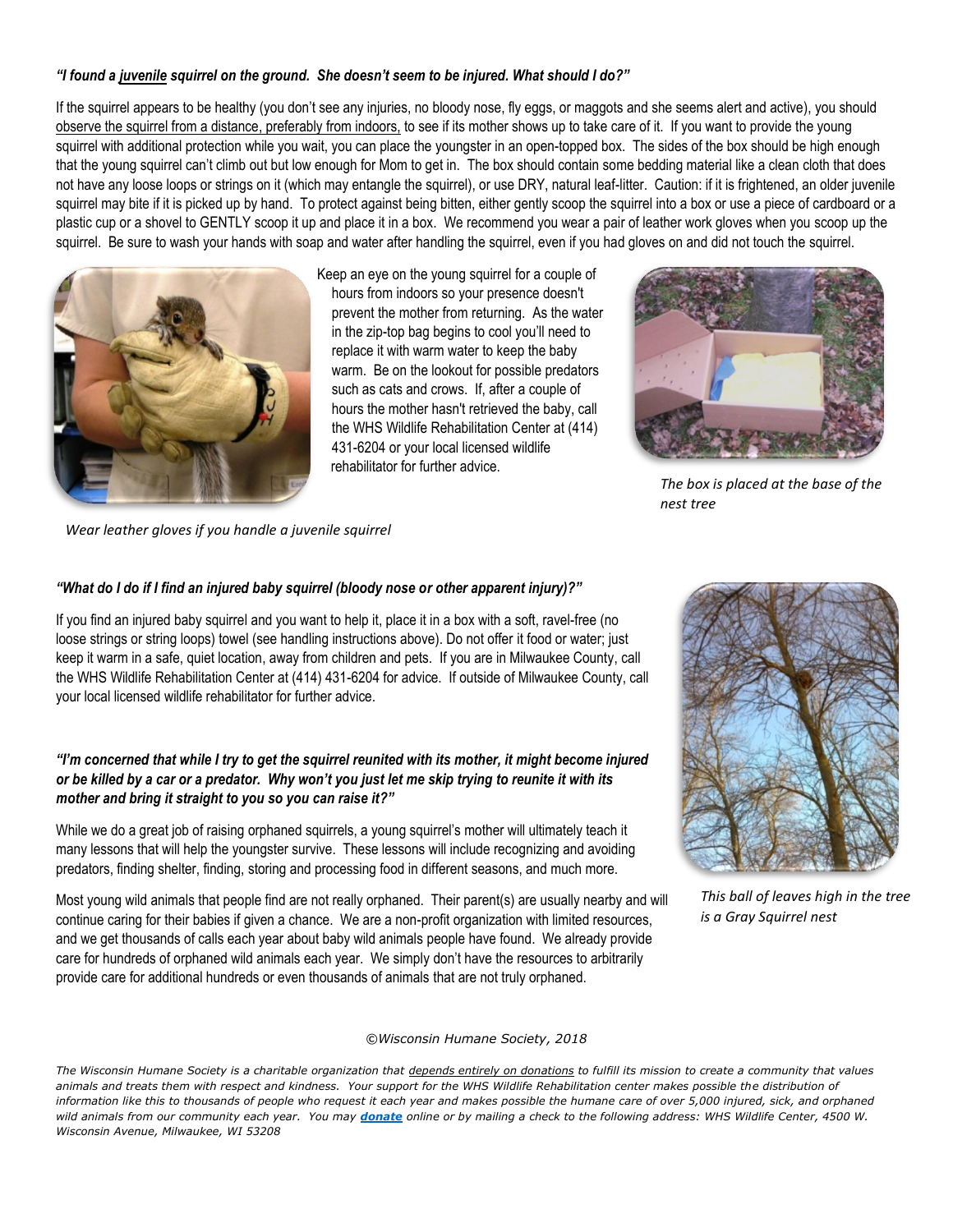### *"I found a juvenile squirrel on the ground. She doesn't seem to be injured. What should I do?"*

If the squirrel appears to be healthy (you don't see any injuries, no bloody nose, fly eggs, or maggots and she seems alert and active), you should observe the squirrel from a distance, preferably from indoors, to see if its mother shows up to take care of it. If you want to provide the young squirrel with additional protection while you wait, you can place the youngster in an open-topped box. The sides of the box should be high enough that the young squirrel can't climb out but low enough for Mom to get in. The box should contain some bedding material like a clean cloth that does not have any loose loops or strings on it (which may entangle the squirrel), or use DRY, natural leaf-litter. Caution: if it is frightened, an older juvenile squirrel may bite if it is picked up by hand. To protect against being bitten, either gently scoop the squirrel into a box or use a piece of cardboard or a plastic cup or a shovel to GENTLY scoop it up and place it in a box. We recommend you wear a pair of leather work gloves when you scoop up the squirrel. Be sure to wash your hands with soap and water after handling the squirrel, even if you had gloves on and did not touch the squirrel.

Keep an eye on the young squirrel for a couple of hours from indoors so your presence doesn't prevent the mother from returning. As the water in the zip-top bag begins to cool you'll need to replace it with warm water to keep the baby warm. Be on the lookout for possible predators such as cats and crows. If, after a couple of hours the mother hasn't retrieved the baby, call the WHS Wildlife Rehabilitation Center at (414) 431-6204 or your local licensed wildlife rehabilitator for further advice.

*The box is placed at the base of the nest tree*

*Wear leather gloves if you handle a juvenile squirrel*

### *"What do I do if I find an injured baby squirrel (bloody nose or other apparent injury)?"*

If you find an injured baby squirrel and you want to help it, place it in a box with a soft, ravel-free (no loose strings or string loops) towel (see handling instructions above). Do not offer it food or water; just keep it warm in a safe, quiet location, away from children and pets. If you are in Milwaukee County, call the WHS Wildlife Rehabilitation Center at (414) 431-6204 for advice. If outside of Milwaukee County, call your local licensed wildlife rehabilitator for further advice.

### *"I'm concerned that while I try to get the squirrel reunited with its mother, it might become injured or be killed by a car or a predator. Why won't you just let me skip trying to reunite it with its mother and bring it straight to you so you can raise it?"*

While we do a great job of raising orphaned squirrels, a young squirrel's mother will ultimately teach it many lessons that will help the youngster survive. These lessons will include recognizing and avoiding predators, finding shelter, finding, storing and processing food in different seasons, and much more.

Most young wild animals that people find are not really orphaned. Their parent(s) are usually nearby and will continue caring for their babies if given a chance. We are a non-profit organization with limited resources, and we get thousands of calls each year about baby wild animals people have found. We already provide care for hundreds of orphaned wild animals each year. We simply don't have the resources to arbitrarily provide care for additional hundreds or even thousands of animals that are not truly orphaned.

*This ball of leaves high in the tree is a Gray Squirrel nest*

*©Wisconsin Humane Society, 2018*

*The Wisconsin Humane Society is a charitable organization that depends entirely on donations to fulfill its mission to create a community that values animals and treats them with respect and kindness. Your support for the WHS Wildlife Rehabilitation center makes possible the distribution of information like this to thousands of people who request it each year and makes possible the humane care of over 5,000 injured, sick, and orphaned wild animals from our community each year. You may **donate** online or by mailing a check to the following address: WHS Wildlife Center, 4500 W. Wisconsin Avenue, Milwaukee, WI 53208*